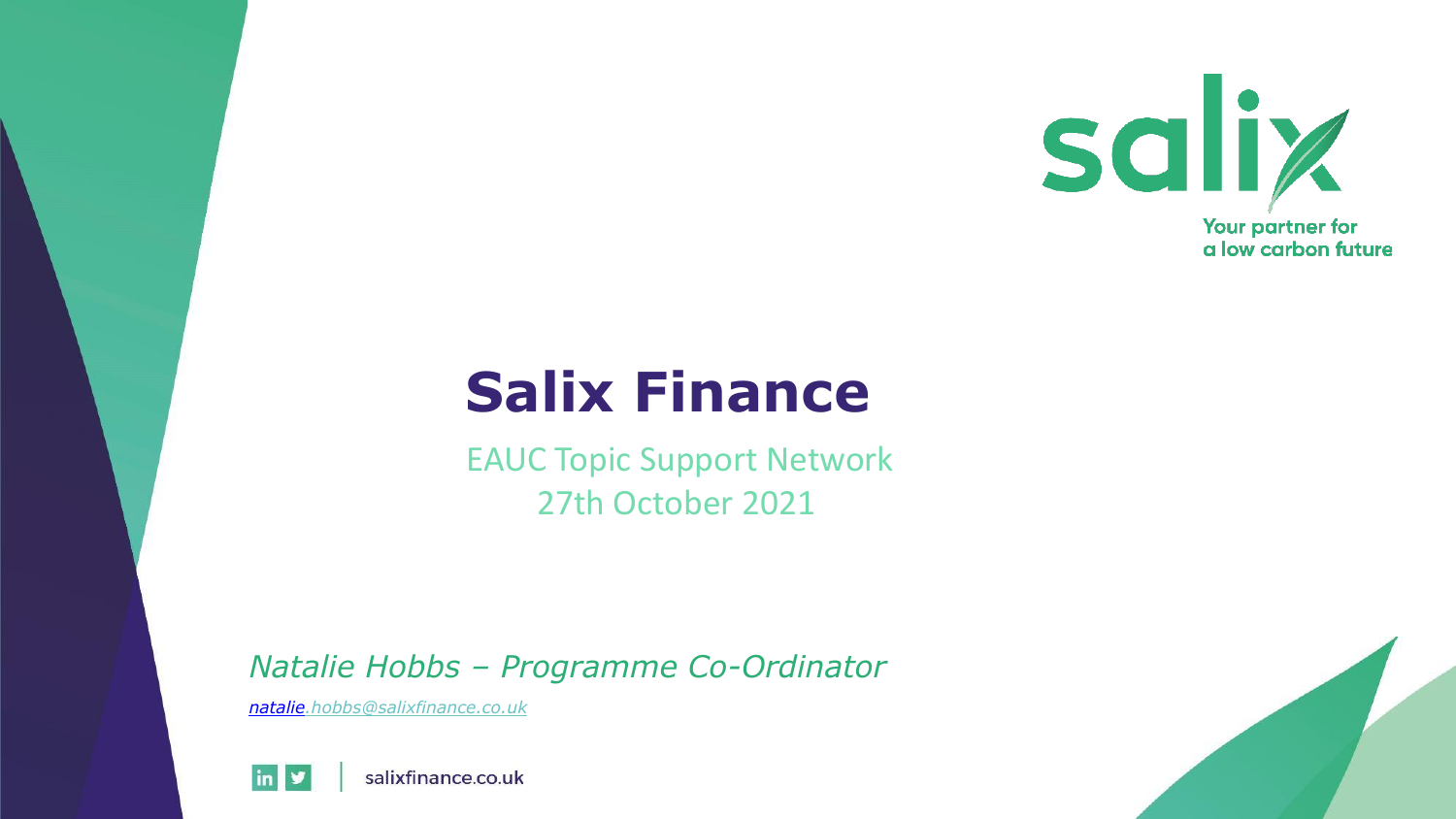salix

Your partner for a low carbon future

# Salix Finance

EAUC Topic Support Network
27th October 2021

*Natalie Hobbs – Programme Co-Ordinator*

*natalie.hobbs@salixfinance.co.uk*

salixfinance.co.uk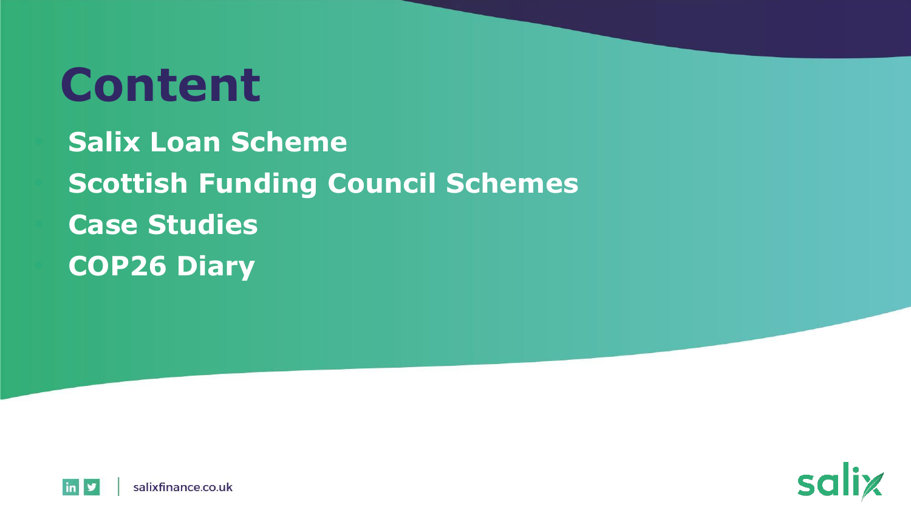# Content

- Salix Loan Scheme
- Scottish Funding Council Schemes
- Case Studies
- COP26 Diary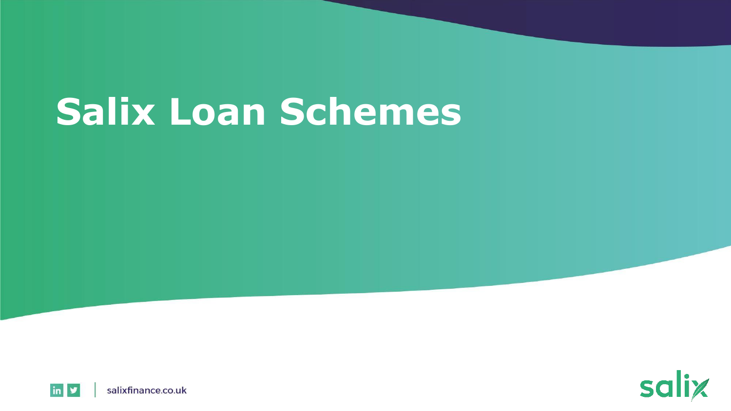# Salix Loan Schemes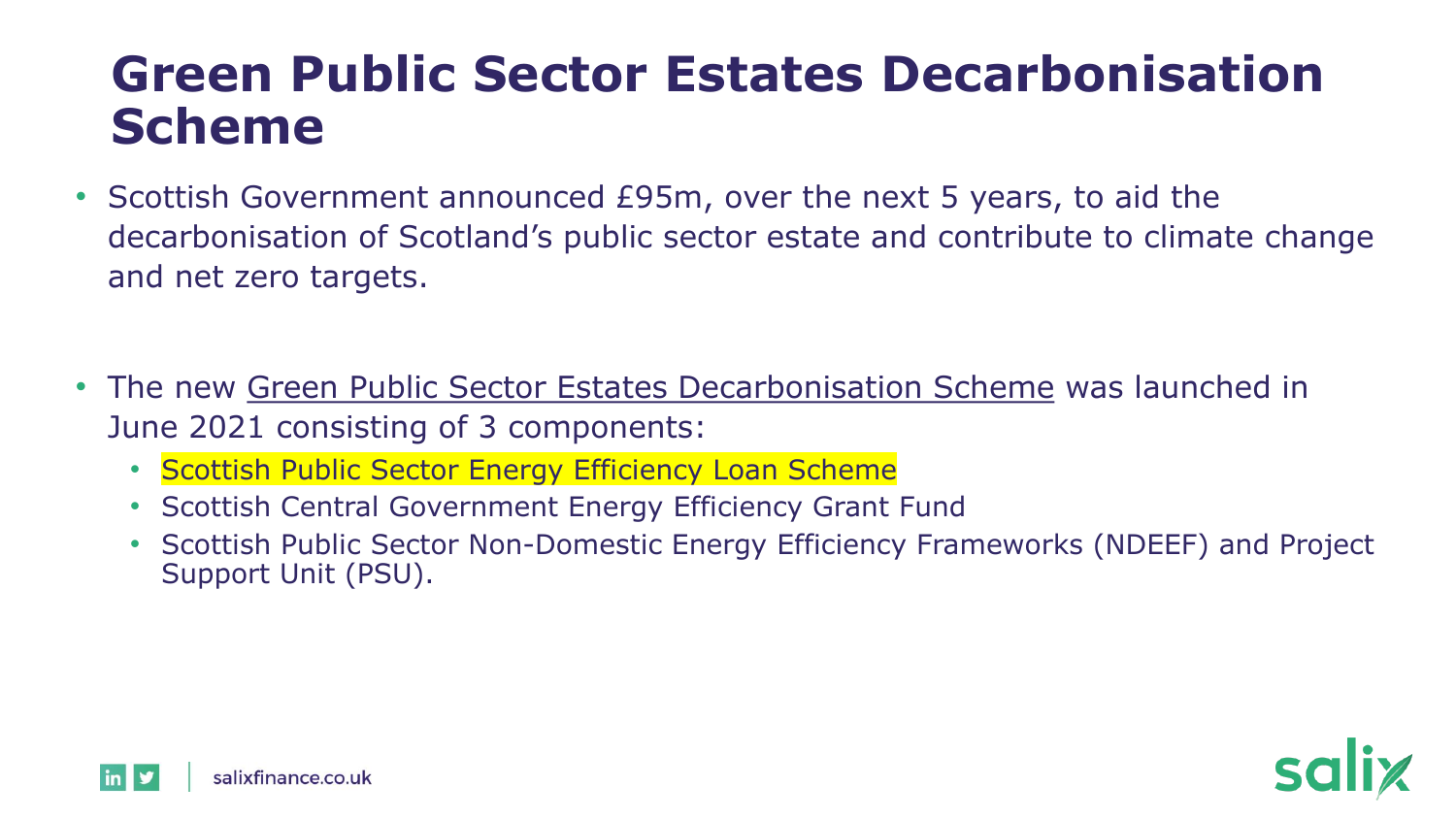# Green Public Sector Estates Decarbonisation Scheme

- Scottish Government announced £95m, over the next 5 years, to aid the decarbonisation of Scotland's public sector estate and contribute to climate change and net zero targets.

- The new Green Public Sector Estates Decarbonisation Scheme was launched in June 2021 consisting of 3 components:
  - Scottish Public Sector Energy Efficiency Loan Scheme
  - Scottish Central Government Energy Efficiency Grant Fund
  - Scottish Public Sector Non-Domestic Energy Efficiency Frameworks (NDEEF) and Project Support Unit (PSU).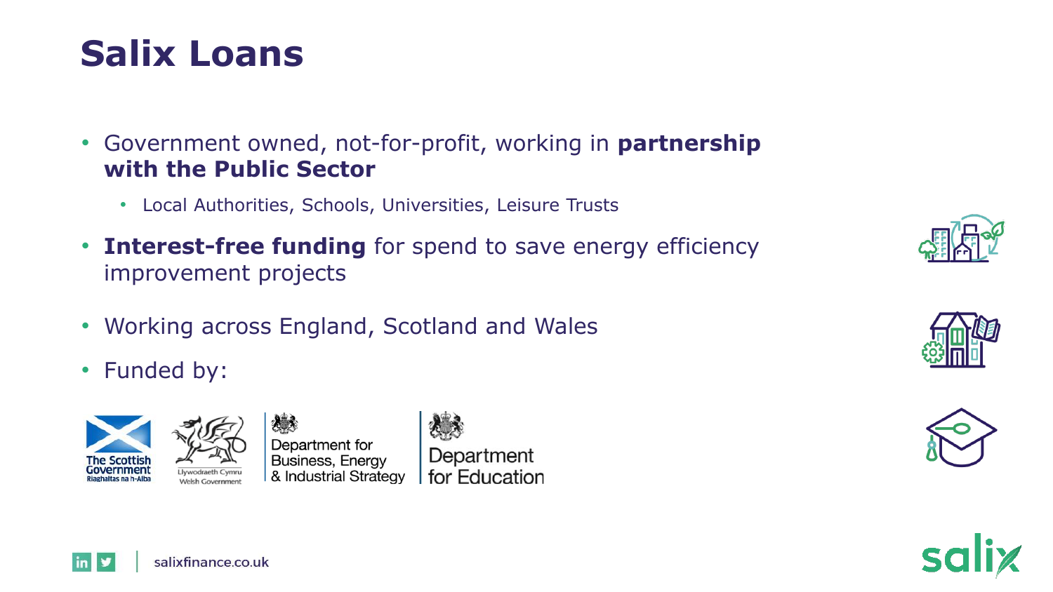# Salix Loans

- Government owned, not-for-profit, working in **partnership with the Public Sector**
  - Local Authorities, Schools, Universities, Leisure Trusts
- **Interest-free funding** for spend to save energy efficiency improvement projects
- Working across England, Scotland and Wales
- Funded by:

The Scottish Government Riaghaltas na h-Alba | Llywodraeth Cymru Welsh Government | Department for Business, Energy & Industrial Strategy | Department for Education

salixfinance.co.uk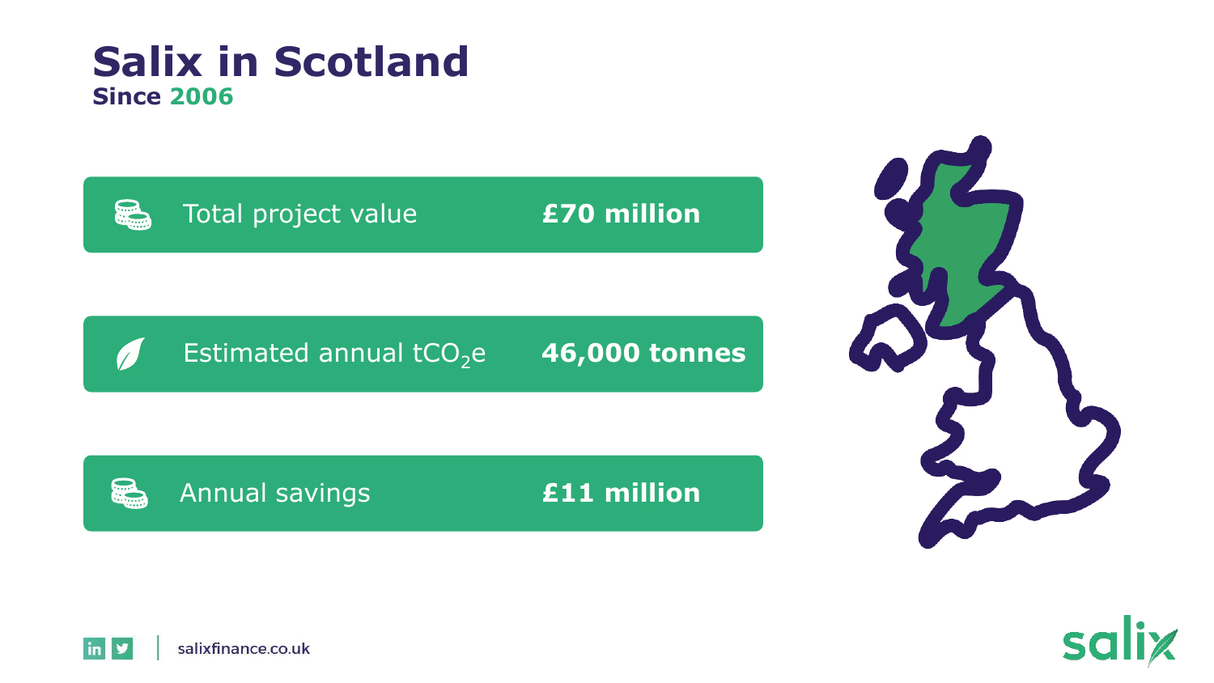# Salix in Scotland

**Since 2006**

| | |
|---|---|
| Total project value | **£70 million** |
| Estimated annual $tCO_2e$ | **46,000 tonnes** |
| Annual savings | **£11 million** |

salixfinance.co.uk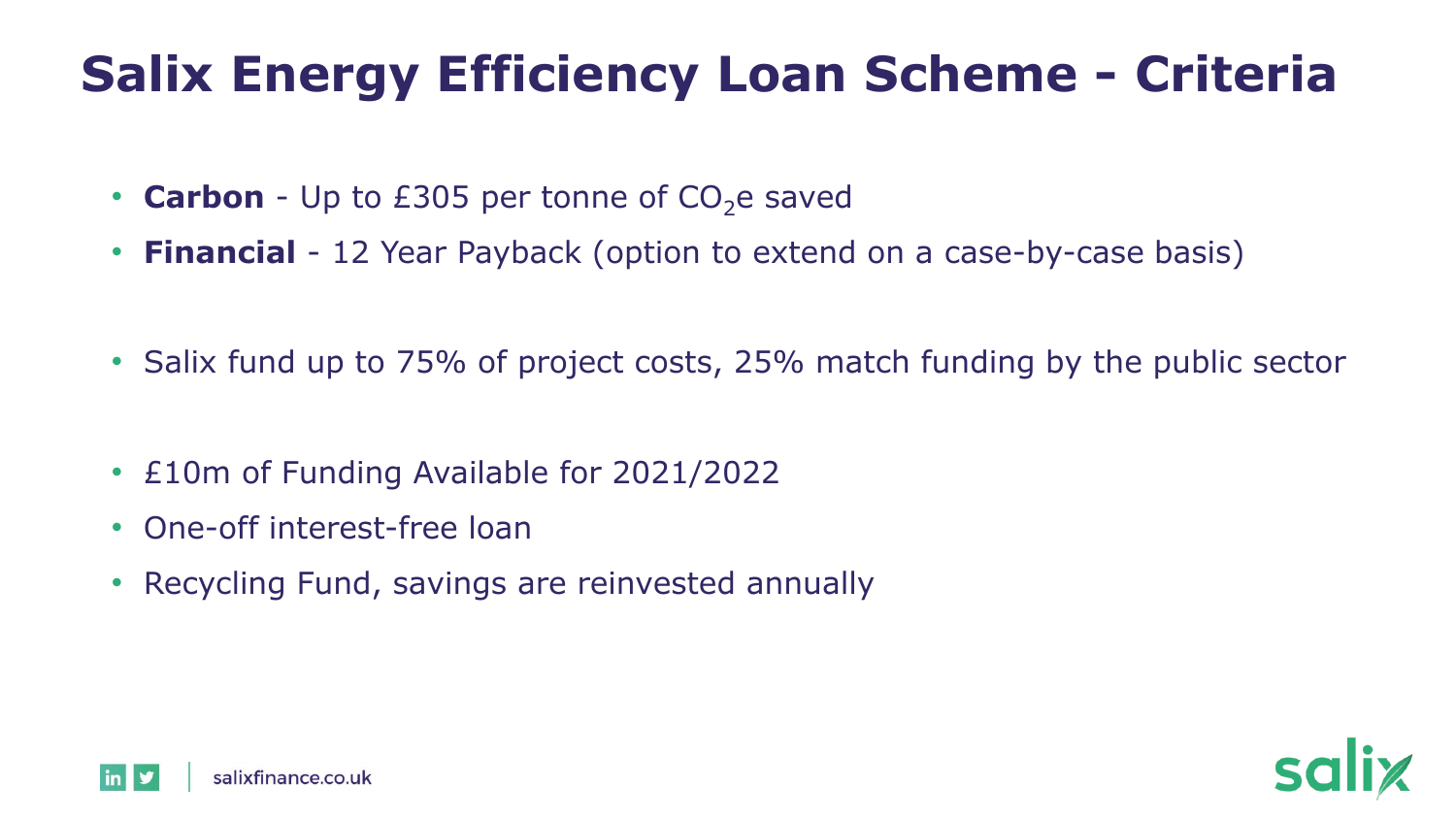# Salix Energy Efficiency Loan Scheme - Criteria

- **Carbon** - Up to £305 per tonne of $CO_2$e saved
- **Financial** - 12 Year Payback (option to extend on a case-by-case basis)

- Salix fund up to 75% of project costs, 25% match funding by the public sector

- £10m of Funding Available for 2021/2022
- One-off interest-free loan
- Recycling Fund, savings are reinvested annually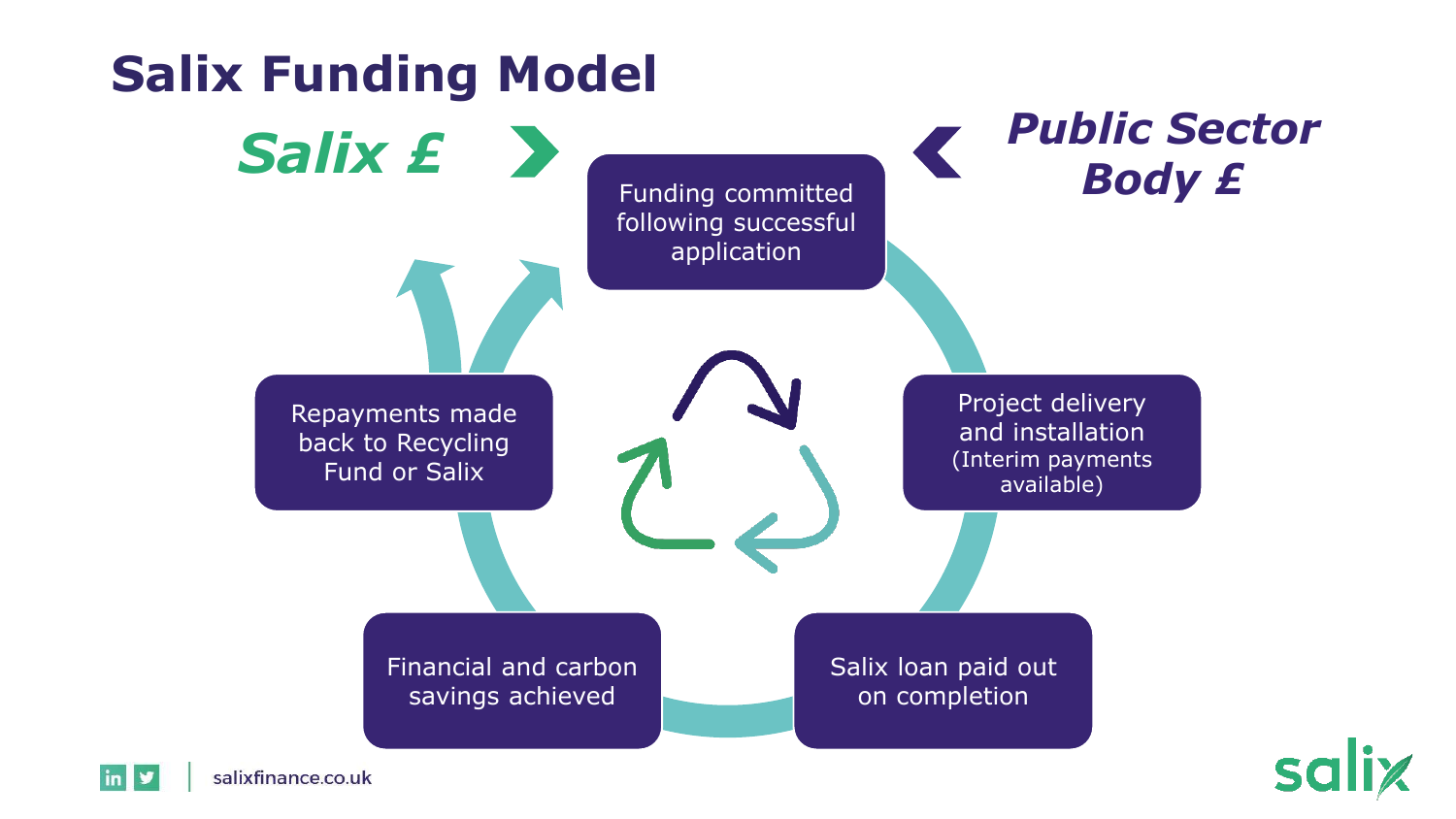# Salix Funding Model

**Salix £**

**Public Sector Body £**

- Funding committed following successful application
- Project delivery and installation (Interim payments available)
- Salix loan paid out on completion
- Financial and carbon savings achieved
- Repayments made back to Recycling Fund or Salix

salixfinance.co.uk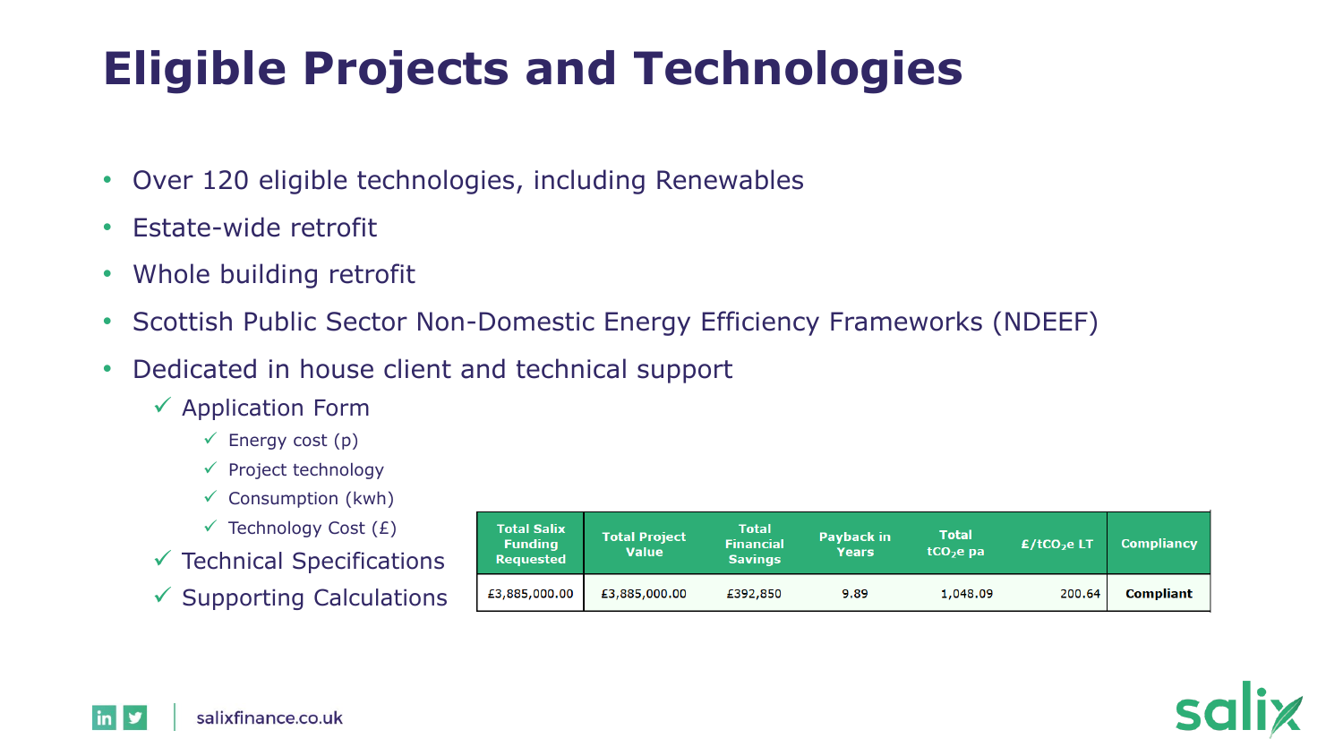# Eligible Projects and Technologies

- Over 120 eligible technologies, including Renewables
- Estate-wide retrofit
- Whole building retrofit
- Scottish Public Sector Non-Domestic Energy Efficiency Frameworks (NDEEF)
- Dedicated in house client and technical support
  - ✓ Application Form
    - ✓ Energy cost (p)
    - ✓ Project technology
    - ✓ Consumption (kwh)
    - ✓ Technology Cost (£)
  - ✓ Technical Specifications
  - ✓ Supporting Calculations

| Total Salix Funding Requested | Total Project Value | Total Financial Savings | Payback in Years | Total $tCO_2e$ pa | £/$tCO_2e$ LT | Compliancy |
|---|---|---|---|---|---|---|
| £3,885,000.00 | £3,885,000.00 | £392,850 | 9.89 | 1,048.09 | 200.64 | **Compliant** |

salixfinance.co.uk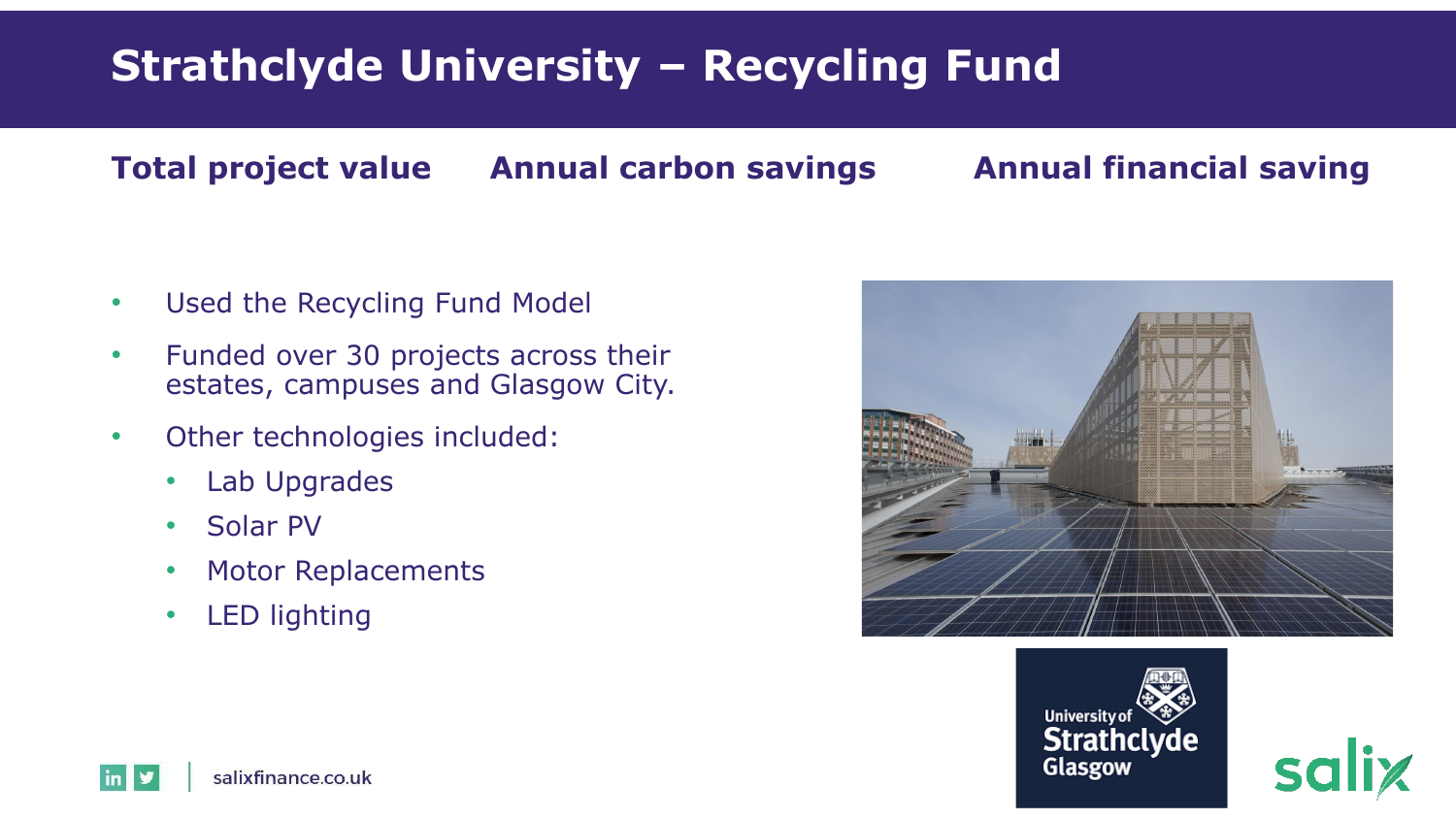# Strathclyde University – Recycling Fund

**Total project value** **Annual carbon savings** **Annual financial saving**

- Used the Recycling Fund Model
- Funded over 30 projects across their estates, campuses and Glasgow City.
- Other technologies included:
  - Lab Upgrades
  - Solar PV
  - Motor Replacements
  - LED lighting

salixfinance.co.uk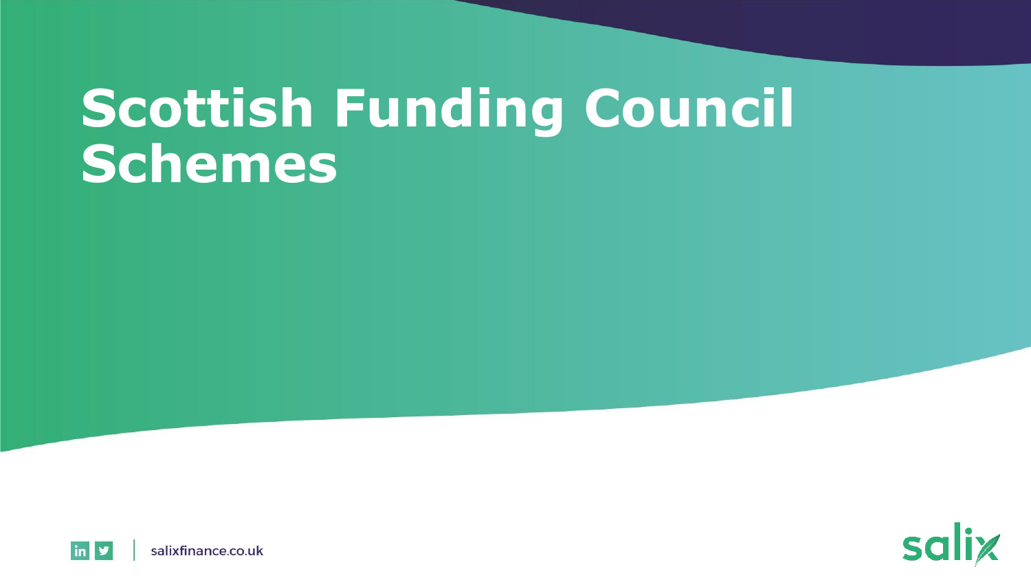# Scottish Funding Council Schemes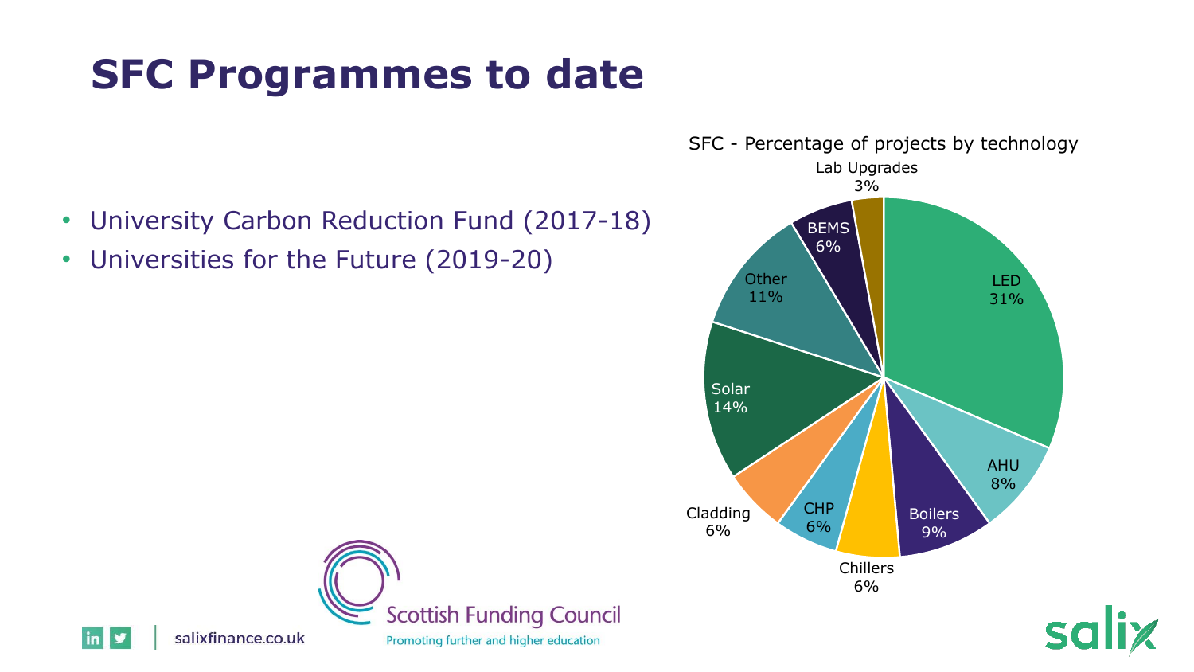# SFC Programmes to date

- University Carbon Reduction Fund (2017-18)
- Universities for the Future (2019-20)

SFC - Percentage of projects by technology

| Technology | Percentage |
| --- | --- |
| LED | 31% |
| AHU | 8% |
| Boilers | 9% |
| Chillers | 6% |
| CHP | 6% |
| Cladding | 6% |
| Solar | 14% |
| Other | 11% |
| BEMS | 6% |
| Lab Upgrades | 3% |

Scottish Funding Council
Promoting further and higher education

salixfinance.co.uk

salix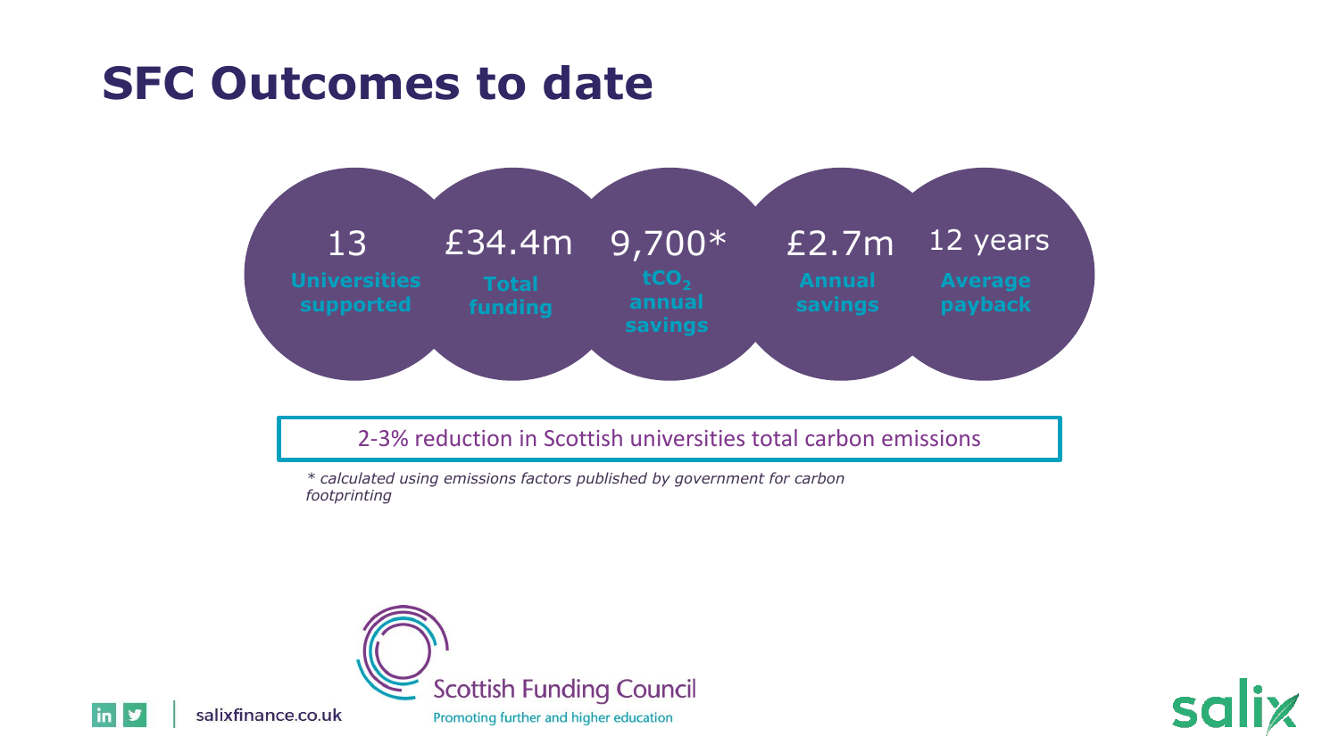# SFC Outcomes to date

- **13** – Universities supported
- **£34.4m** – Total funding
- **9,700*** – $tCO_2$ annual savings
- **£2.7m** – Annual savings
- **12 years** – Average payback

2-3% reduction in Scottish universities total carbon emissions

*\* calculated using emissions factors published by government for carbon footprinting*

Scottish Funding Council
Promoting further and higher education

salixfinance.co.uk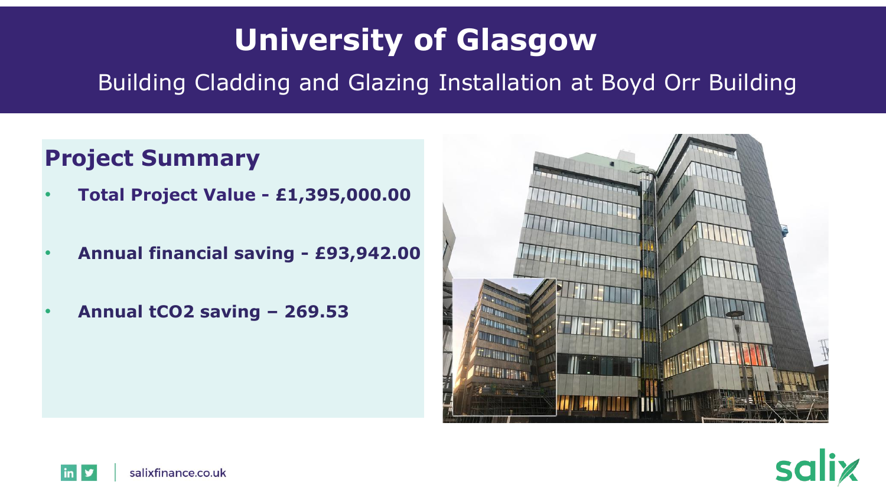# University of Glasgow

Building Cladding and Glazing Installation at Boyd Orr Building

## Project Summary

- **Total Project Value - £1,395,000.00**
- **Annual financial saving - £93,942.00**
- **Annual tCO2 saving – 269.53**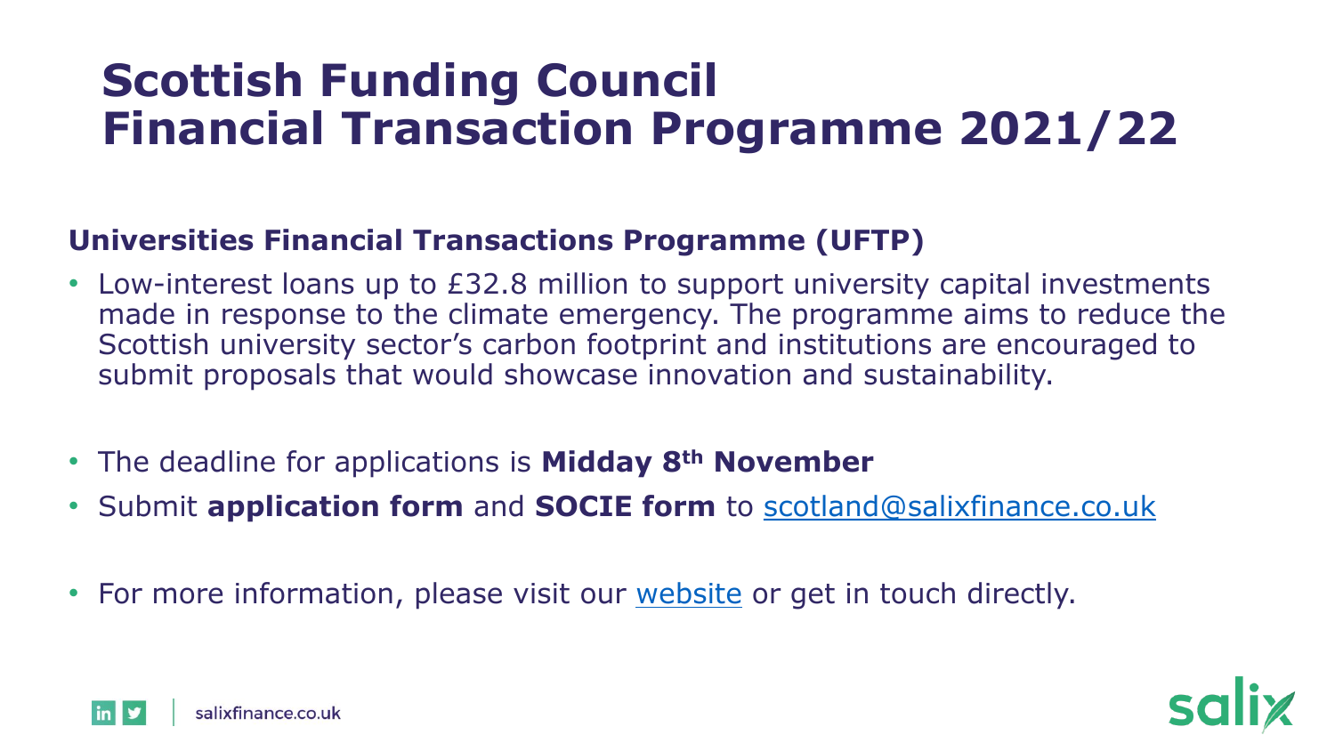# Scottish Funding Council Financial Transaction Programme 2021/22

## Universities Financial Transactions Programme (UFTP)

- Low-interest loans up to £32.8 million to support university capital investments made in response to the climate emergency. The programme aims to reduce the Scottish university sector's carbon footprint and institutions are encouraged to submit proposals that would showcase innovation and sustainability.

- The deadline for applications is **Midday 8th November**
- Submit **application form** and **SOCIE form** to scotland@salixfinance.co.uk

- For more information, please visit our website or get in touch directly.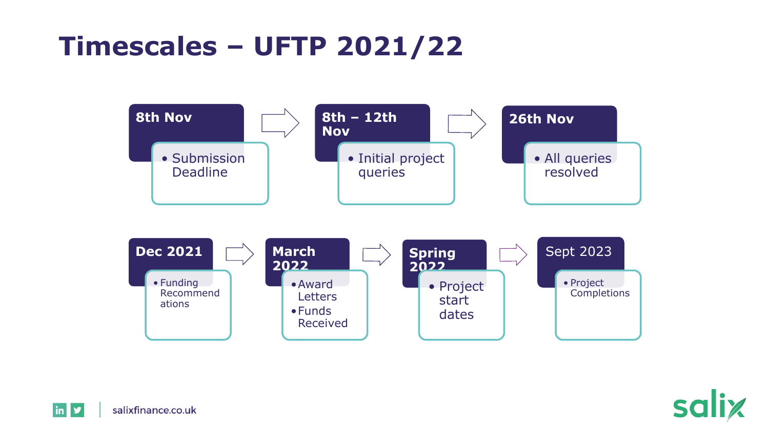# Timescales – UFTP 2021/22

**8th Nov**
- Submission Deadline

**8th – 12th Nov**
- Initial project queries

**26th Nov**
- All queries resolved

**Dec 2021**
- Funding Recommendations

**March 2022**
- Award Letters
- Funds Received

**Spring 2022**
- Project start dates

Sept 2023
- Project Completions

salixfinance.co.uk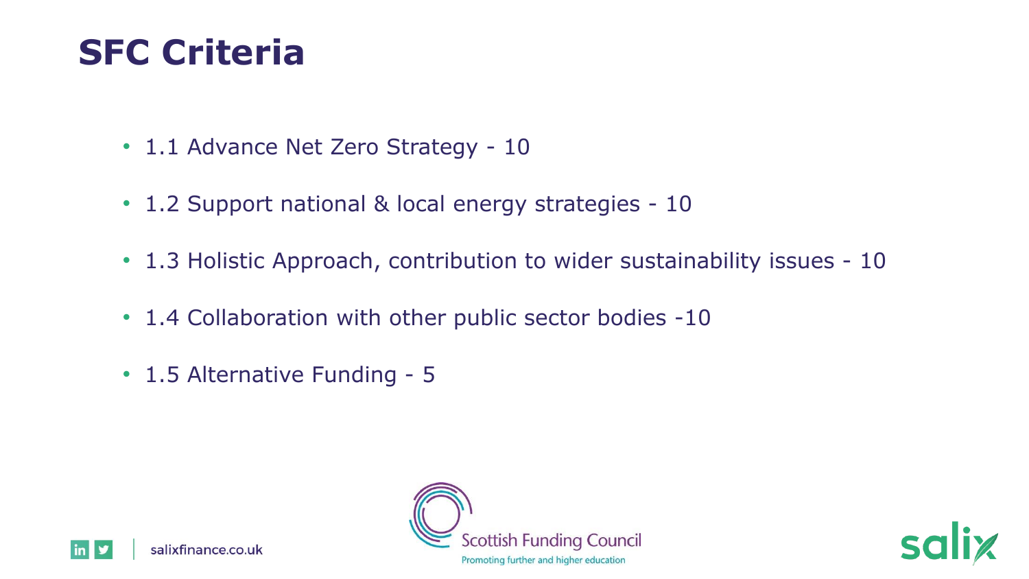# SFC Criteria

- 1.1 Advance Net Zero Strategy - 10
- 1.2 Support national & local energy strategies - 10
- 1.3 Holistic Approach, contribution to wider sustainability issues - 10
- 1.4 Collaboration with other public sector bodies -10
- 1.5 Alternative Funding - 5

salixfinance.co.uk

Scottish Funding Council
Promoting further and higher education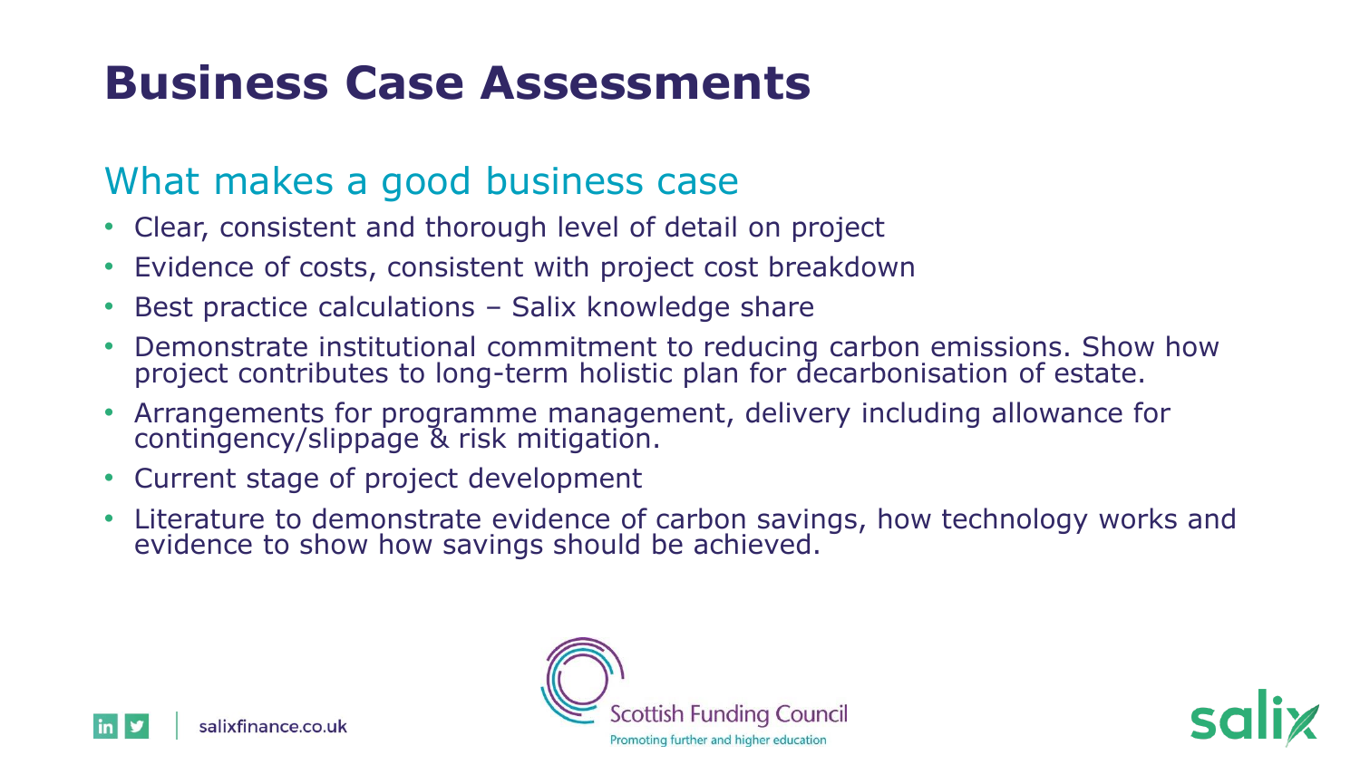# Business Case Assessments

## What makes a good business case

- Clear, consistent and thorough level of detail on project
- Evidence of costs, consistent with project cost breakdown
- Best practice calculations – Salix knowledge share
- Demonstrate institutional commitment to reducing carbon emissions. Show how project contributes to long-term holistic plan for decarbonisation of estate.
- Arrangements for programme management, delivery including allowance for contingency/slippage & risk mitigation.
- Current stage of project development
- Literature to demonstrate evidence of carbon savings, how technology works and evidence to show how savings should be achieved.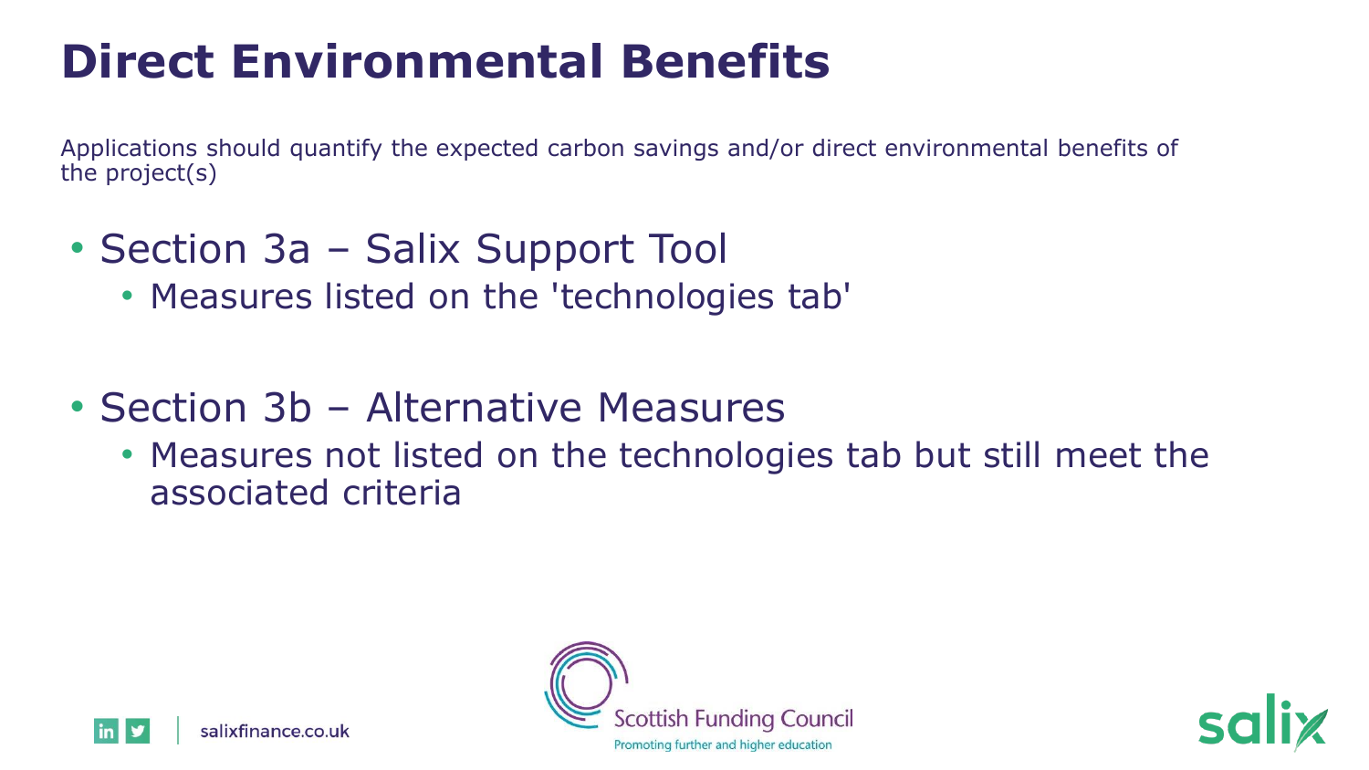# Direct Environmental Benefits

Applications should quantify the expected carbon savings and/or direct environmental benefits of the project(s)

- Section 3a – Salix Support Tool
  - Measures listed on the 'technologies tab'

- Section 3b – Alternative Measures
  - Measures not listed on the technologies tab but still meet the associated criteria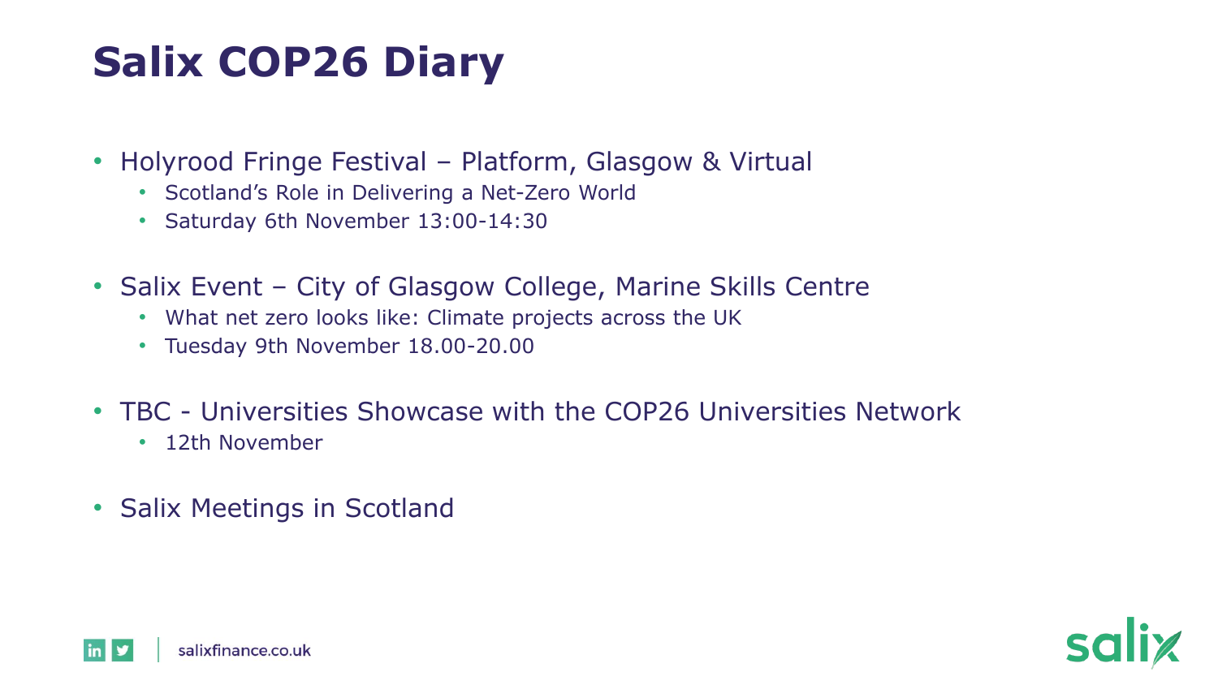# Salix COP26 Diary

- Holyrood Fringe Festival – Platform, Glasgow & Virtual
  - Scotland's Role in Delivering a Net-Zero World
  - Saturday 6th November 13:00-14:30
- Salix Event – City of Glasgow College, Marine Skills Centre
  - What net zero looks like: Climate projects across the UK
  - Tuesday 9th November 18.00-20.00
- TBC - Universities Showcase with the COP26 Universities Network
  - 12th November
- Salix Meetings in Scotland

salixfinance.co.uk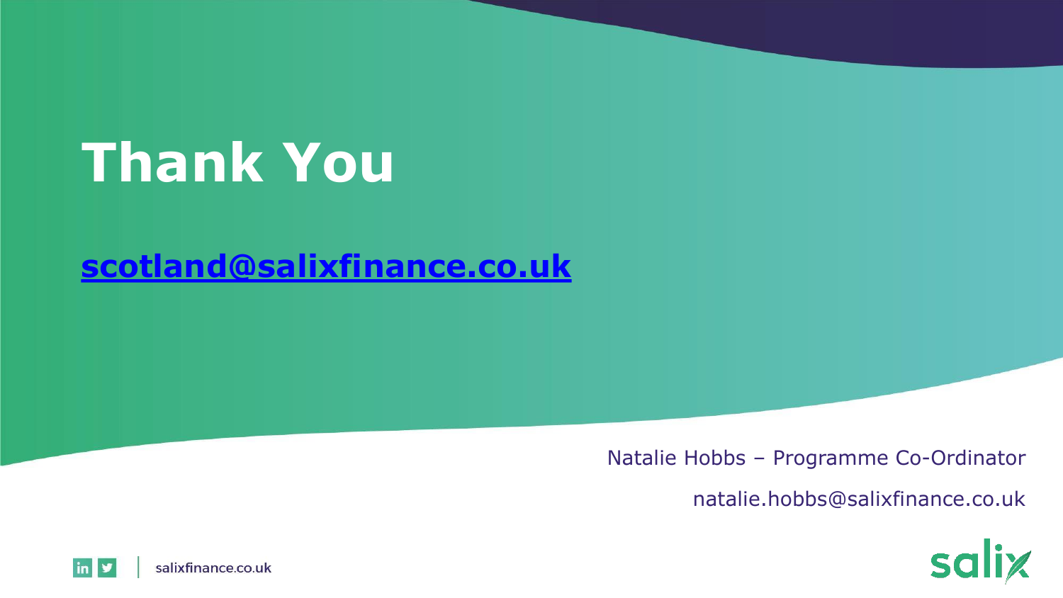# Thank You

[scotland@salixfinance.co.uk](mailto:scotland@salixfinance.co.uk)

Natalie Hobbs – Programme Co-Ordinator

natalie.hobbs@salixfinance.co.uk

salixfinance.co.uk